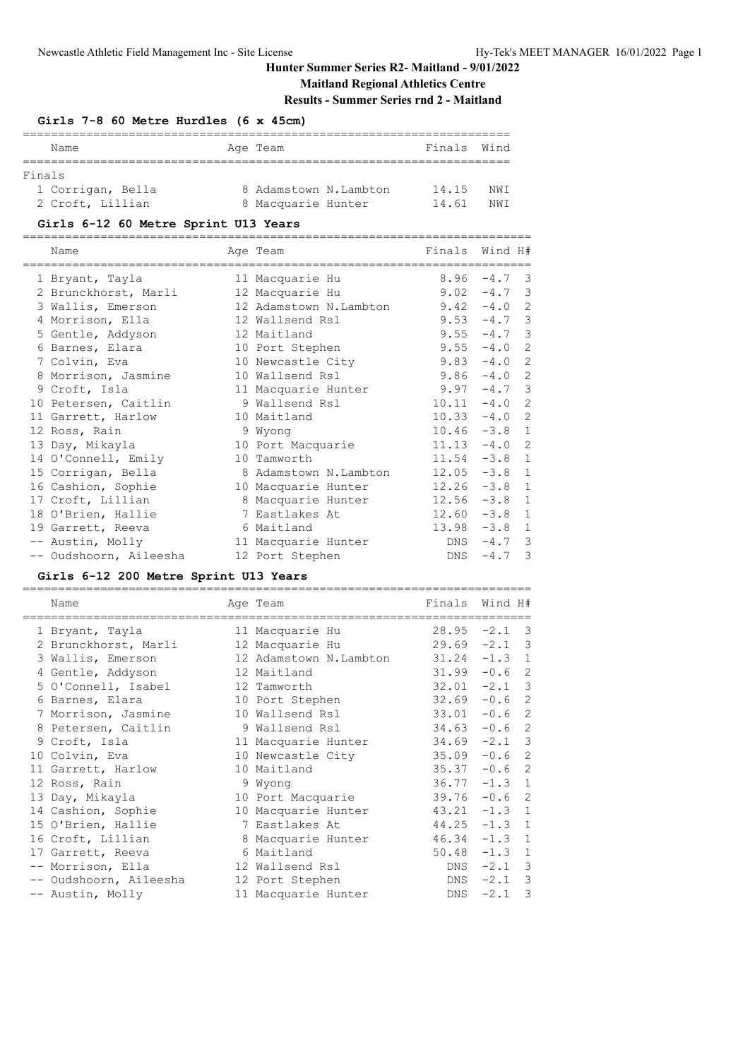# Hunter Summer Series R2- Maitland - 9/01/2022

**Maitland Regional Athletics Centre**

**Results - Summer Series rnd 2 - Maitland**

### Girls 7-8 60 Metre Hurdles (6 x 45cm)

Finals

| | Name | Age | Team | Finals | Wind |
|---|---|---|---|---|---|
| 1 | Corrigan, Bella | 8 | Adamstown N.Lambton | 14.15 | NWI |
| 2 | Croft, Lillian | 8 | Macquarie Hunter | 14.61 | NWI |

### Girls 6-12 60 Metre Sprint U13 Years

| | Name | Age | Team | Finals | Wind | H# |
|---|---|---|---|---|---|---|
| 1 | Bryant, Tayla | 11 | Macquarie Hu | 8.96 | -4.7 | 3 |
| 2 | Brunckhorst, Marli | 12 | Macquarie Hu | 9.02 | -4.7 | 3 |
| 3 | Wallis, Emerson | 12 | Adamstown N.Lambton | 9.42 | -4.0 | 2 |
| 4 | Morrison, Ella | 12 | Wallsend Rsl | 9.53 | -4.7 | 3 |
| 5 | Gentle, Addyson | 12 | Maitland | 9.55 | -4.7 | 3 |
| 6 | Barnes, Elara | 10 | Port Stephen | 9.55 | -4.0 | 2 |
| 7 | Colvin, Eva | 10 | Newcastle City | 9.83 | -4.0 | 2 |
| 8 | Morrison, Jasmine | 10 | Wallsend Rsl | 9.86 | -4.0 | 2 |
| 9 | Croft, Isla | 11 | Macquarie Hunter | 9.97 | -4.7 | 3 |
| 10 | Petersen, Caitlin | 9 | Wallsend Rsl | 10.11 | -4.0 | 2 |
| 11 | Garrett, Harlow | 10 | Maitland | 10.33 | -4.0 | 2 |
| 12 | Ross, Rain | 9 | Wyong | 10.46 | -3.8 | 1 |
| 13 | Day, Mikayla | 10 | Port Macquarie | 11.13 | -4.0 | 2 |
| 14 | O'Connell, Emily | 10 | Tamworth | 11.54 | -3.8 | 1 |
| 15 | Corrigan, Bella | 8 | Adamstown N.Lambton | 12.05 | -3.8 | 1 |
| 16 | Cashion, Sophie | 10 | Macquarie Hunter | 12.26 | -3.8 | 1 |
| 17 | Croft, Lillian | 8 | Macquarie Hunter | 12.56 | -3.8 | 1 |
| 18 | O'Brien, Hallie | 7 | Eastlakes At | 12.60 | -3.8 | 1 |
| 19 | Garrett, Reeva | 6 | Maitland | 13.98 | -3.8 | 1 |
| -- | Austin, Molly | 11 | Macquarie Hunter | DNS | -4.7 | 3 |
| -- | Oudshoorn, Aileesha | 12 | Port Stephen | DNS | -4.7 | 3 |

### Girls 6-12 200 Metre Sprint U13 Years

| | Name | Age | Team | Finals | Wind | H# |
|---|---|---|---|---|---|---|
| 1 | Bryant, Tayla | 11 | Macquarie Hu | 28.95 | -2.1 | 3 |
| 2 | Brunckhorst, Marli | 12 | Macquarie Hu | 29.69 | -2.1 | 3 |
| 3 | Wallis, Emerson | 12 | Adamstown N.Lambton | 31.24 | -1.3 | 1 |
| 4 | Gentle, Addyson | 12 | Maitland | 31.99 | -0.6 | 2 |
| 5 | O'Connell, Isabel | 12 | Tamworth | 32.01 | -2.1 | 3 |
| 6 | Barnes, Elara | 10 | Port Stephen | 32.69 | -0.6 | 2 |
| 7 | Morrison, Jasmine | 10 | Wallsend Rsl | 33.01 | -0.6 | 2 |
| 8 | Petersen, Caitlin | 9 | Wallsend Rsl | 34.63 | -0.6 | 2 |
| 9 | Croft, Isla | 11 | Macquarie Hunter | 34.69 | -2.1 | 3 |
| 10 | Colvin, Eva | 10 | Newcastle City | 35.09 | -0.6 | 2 |
| 11 | Garrett, Harlow | 10 | Maitland | 35.37 | -0.6 | 2 |
| 12 | Ross, Rain | 9 | Wyong | 36.77 | -1.3 | 1 |
| 13 | Day, Mikayla | 10 | Port Macquarie | 39.76 | -0.6 | 2 |
| 14 | Cashion, Sophie | 10 | Macquarie Hunter | 43.21 | -1.3 | 1 |
| 15 | O'Brien, Hallie | 7 | Eastlakes At | 44.25 | -1.3 | 1 |
| 16 | Croft, Lillian | 8 | Macquarie Hunter | 46.34 | -1.3 | 1 |
| 17 | Garrett, Reeva | 6 | Maitland | 50.48 | -1.3 | 1 |
| -- | Morrison, Ella | 12 | Wallsend Rsl | DNS | -2.1 | 3 |
| -- | Oudshoorn, Aileesha | 12 | Port Stephen | DNS | -2.1 | 3 |
| -- | Austin, Molly | 11 | Macquarie Hunter | DNS | -2.1 | 3 |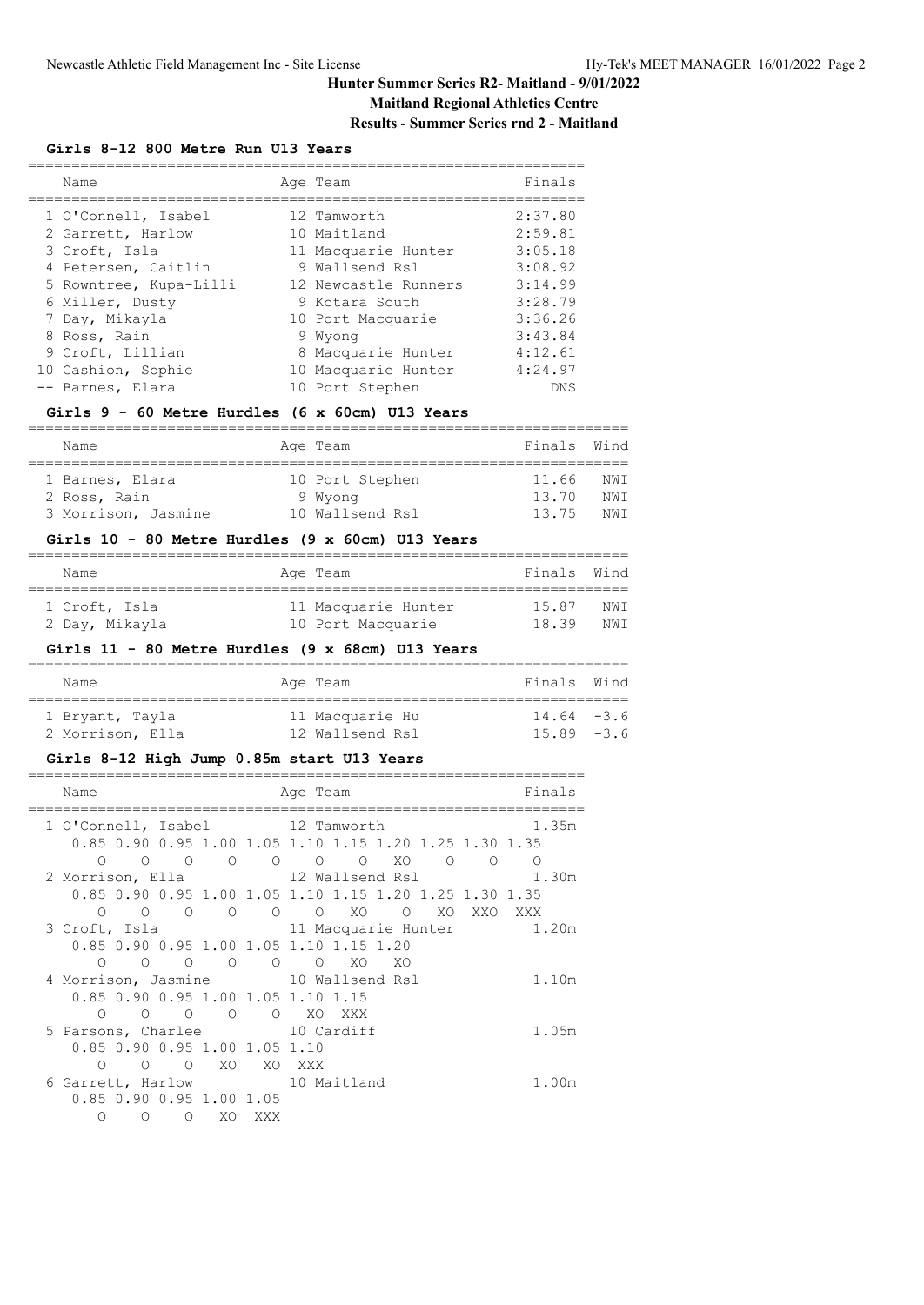# Hunter Summer Series R2- Maitland - 9/01/2022

**Maitland Regional Athletics Centre**

**Results - Summer Series rnd 2 - Maitland**

### Girls 8-12 800 Metre Run U13 Years

| Place | Name | Age | Team | Finals |
|---|---|---|---|---|
| 1 | O'Connell, Isabel | 12 | Tamworth | 2:37.80 |
| 2 | Garrett, Harlow | 10 | Maitland | 2:59.81 |
| 3 | Croft, Isla | 11 | Macquarie Hunter | 3:05.18 |
| 4 | Petersen, Caitlin | 9 | Wallsend Rsl | 3:08.92 |
| 5 | Rowntree, Kupa-Lilli | 12 | Newcastle Runners | 3:14.99 |
| 6 | Miller, Dusty | 9 | Kotara South | 3:28.79 |
| 7 | Day, Mikayla | 10 | Port Macquarie | 3:36.26 |
| 8 | Ross, Rain | 9 | Wyong | 3:43.84 |
| 9 | Croft, Lillian | 8 | Macquarie Hunter | 4:12.61 |
| 10 | Cashion, Sophie | 10 | Macquarie Hunter | 4:24.97 |
| -- | Barnes, Elara | 10 | Port Stephen | DNS |

### Girls 9 - 60 Metre Hurdles (6 x 60cm) U13 Years

| Place | Name | Age | Team | Finals | Wind |
|---|---|---|---|---|---|
| 1 | Barnes, Elara | 10 | Port Stephen | 11.66 | NWI |
| 2 | Ross, Rain | 9 | Wyong | 13.70 | NWI |
| 3 | Morrison, Jasmine | 10 | Wallsend Rsl | 13.75 | NWI |

### Girls 10 - 80 Metre Hurdles (9 x 60cm) U13 Years

| Place | Name | Age | Team | Finals | Wind |
|---|---|---|---|---|---|
| 1 | Croft, Isla | 11 | Macquarie Hunter | 15.87 | NWI |
| 2 | Day, Mikayla | 10 | Port Macquarie | 18.39 | NWI |

### Girls 11 - 80 Metre Hurdles (9 x 68cm) U13 Years

| Place | Name | Age | Team | Finals | Wind |
|---|---|---|---|---|---|
| 1 | Bryant, Tayla | 11 | Macquarie Hu | 14.64 | -3.6 |
| 2 | Morrison, Ella | 12 | Wallsend Rsl | 15.89 | -3.6 |

### Girls 8-12 High Jump 0.85m start U13 Years

| Place | Name | Age | Team | Finals |
|---|---|---|---|---|
| 1 | O'Connell, Isabel | 12 | Tamworth | 1.35m |
| 2 | Morrison, Ella | 12 | Wallsend Rsl | 1.30m |
| 3 | Croft, Isla | 11 | Macquarie Hunter | 1.20m |
| 4 | Morrison, Jasmine | 10 | Wallsend Rsl | 1.10m |
| 5 | Parsons, Charlee | 10 | Cardiff | 1.05m |
| 6 | Garrett, Harlow | 10 | Maitland | 1.00m |

Jump series:

| Name | 0.85 | 0.90 | 0.95 | 1.00 | 1.05 | 1.10 | 1.15 | 1.20 | 1.25 | 1.30 | 1.35 |
|---|---|---|---|---|---|---|---|---|---|---|---|
| O'Connell, Isabel | O | O | O | O | O | O | O | XO | O | O | O |
| Morrison, Ella | O | O | O | O | O | O | XO | O | XO | XXO | XXX |
| Croft, Isla | O | O | O | O | O | O | XO | XO | | | |
| Morrison, Jasmine | O | O | O | O | O | XO | XXX | | | | |
| Parsons, Charlee | O | O | O | XO | XO | XXX | | | | | |
| Garrett, Harlow | O | O | O | XO | XXX | | | | | | |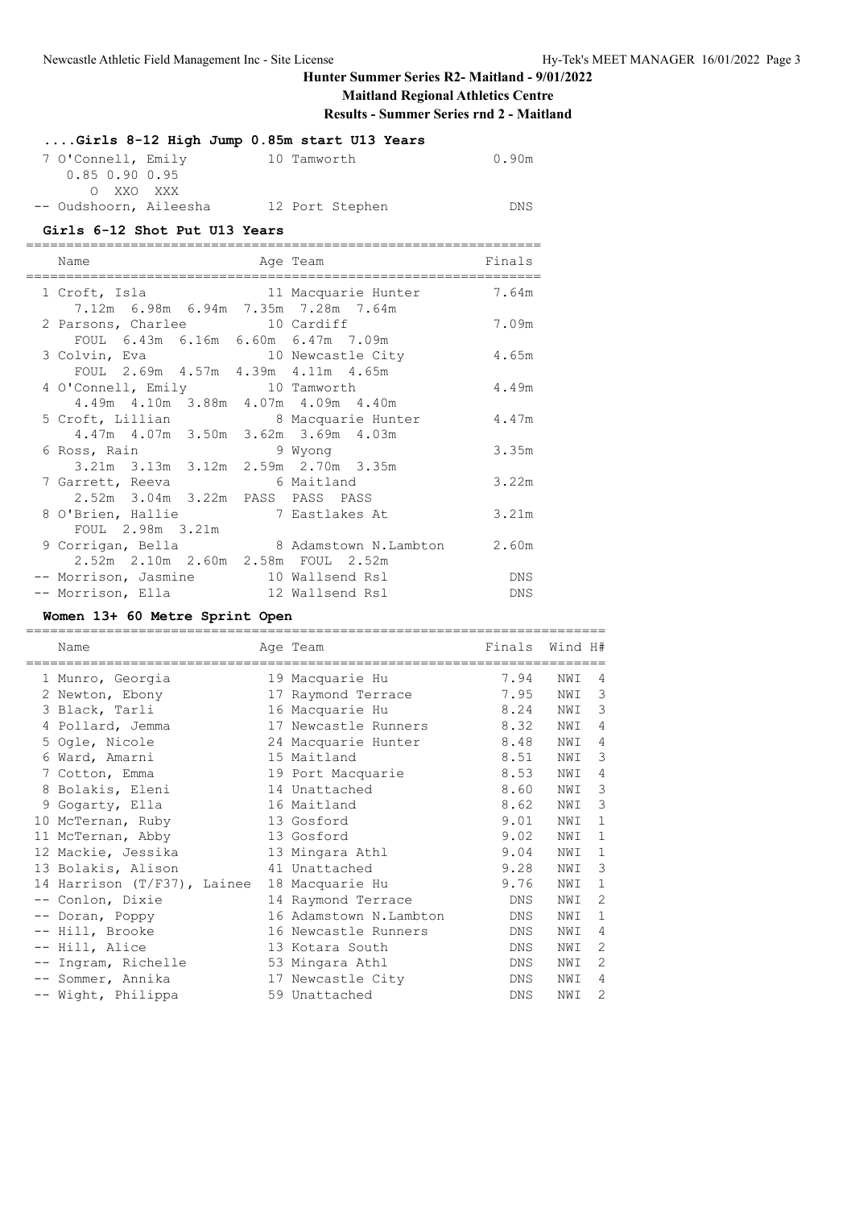**Hunter Summer Series R2- Maitland - 9/01/2022**
**Maitland Regional Athletics Centre**
**Results - Summer Series rnd 2 - Maitland**

### ....Girls 8-12 High Jump 0.85m start U13 Years

| Name | Age | Team | Finals |
|---|---|---|---|
| 7 O'Connell, Emily | 10 | Tamworth | 0.90m |
| 0.85 0.90 0.95 | | | |
| O XXO XXX | | | |
| -- Oudshoorn, Aileesha | 12 | Port Stephen | DNS |

### Girls 6-12 Shot Put U13 Years

| Name | Age | Team | Finals |
|---|---|---|---|
| 1 Croft, Isla | 11 | Macquarie Hunter | 7.64m |
| 7.12m 6.98m 6.94m 7.35m 7.28m 7.64m | | | |
| 2 Parsons, Charlee | 10 | Cardiff | 7.09m |
| FOUL 6.43m 6.16m 6.60m 6.47m 7.09m | | | |
| 3 Colvin, Eva | 10 | Newcastle City | 4.65m |
| FOUL 2.69m 4.57m 4.39m 4.11m 4.65m | | | |
| 4 O'Connell, Emily | 10 | Tamworth | 4.49m |
| 4.49m 4.10m 3.88m 4.07m 4.09m 4.40m | | | |
| 5 Croft, Lillian | 8 | Macquarie Hunter | 4.47m |
| 4.47m 4.07m 3.50m 3.62m 3.69m 4.03m | | | |
| 6 Ross, Rain | 9 | Wyong | 3.35m |
| 3.21m 3.13m 3.12m 2.59m 2.70m 3.35m | | | |
| 7 Garrett, Reeva | 6 | Maitland | 3.22m |
| 2.52m 3.04m 3.22m PASS PASS PASS | | | |
| 8 O'Brien, Hallie | 7 | Eastlakes At | 3.21m |
| FOUL 2.98m 3.21m | | | |
| 9 Corrigan, Bella | 8 | Adamstown N.Lambton | 2.60m |
| 2.52m 2.10m 2.60m 2.58m FOUL 2.52m | | | |
| -- Morrison, Jasmine | 10 | Wallsend Rsl | DNS |
| -- Morrison, Ella | 12 | Wallsend Rsl | DNS |

### Women 13+ 60 Metre Sprint Open

| Name | Age | Team | Finals | Wind | H# |
|---|---|---|---|---|---|
| 1 Munro, Georgia | 19 | Macquarie Hu | 7.94 | NWI | 4 |
| 2 Newton, Ebony | 17 | Raymond Terrace | 7.95 | NWI | 3 |
| 3 Black, Tarli | 16 | Macquarie Hu | 8.24 | NWI | 3 |
| 4 Pollard, Jemma | 17 | Newcastle Runners | 8.32 | NWI | 4 |
| 5 Ogle, Nicole | 24 | Macquarie Hunter | 8.48 | NWI | 4 |
| 6 Ward, Amarni | 15 | Maitland | 8.51 | NWI | 3 |
| 7 Cotton, Emma | 19 | Port Macquarie | 8.53 | NWI | 4 |
| 8 Bolakis, Eleni | 14 | Unattached | 8.60 | NWI | 3 |
| 9 Gogarty, Ella | 16 | Maitland | 8.62 | NWI | 3 |
| 10 McTernan, Ruby | 13 | Gosford | 9.01 | NWI | 1 |
| 11 McTernan, Abby | 13 | Gosford | 9.02 | NWI | 1 |
| 12 Mackie, Jessika | 13 | Mingara Athl | 9.04 | NWI | 1 |
| 13 Bolakis, Alison | 41 | Unattached | 9.28 | NWI | 3 |
| 14 Harrison (T/F37), Lainee | 18 | Macquarie Hu | 9.76 | NWI | 1 |
| -- Conlon, Dixie | 14 | Raymond Terrace | DNS | NWI | 2 |
| -- Doran, Poppy | 16 | Adamstown N.Lambton | DNS | NWI | 1 |
| -- Hill, Brooke | 16 | Newcastle Runners | DNS | NWI | 4 |
| -- Hill, Alice | 13 | Kotara South | DNS | NWI | 2 |
| -- Ingram, Richelle | 53 | Mingara Athl | DNS | NWI | 2 |
| -- Sommer, Annika | 17 | Newcastle City | DNS | NWI | 4 |
| -- Wight, Philippa | 59 | Unattached | DNS | NWI | 2 |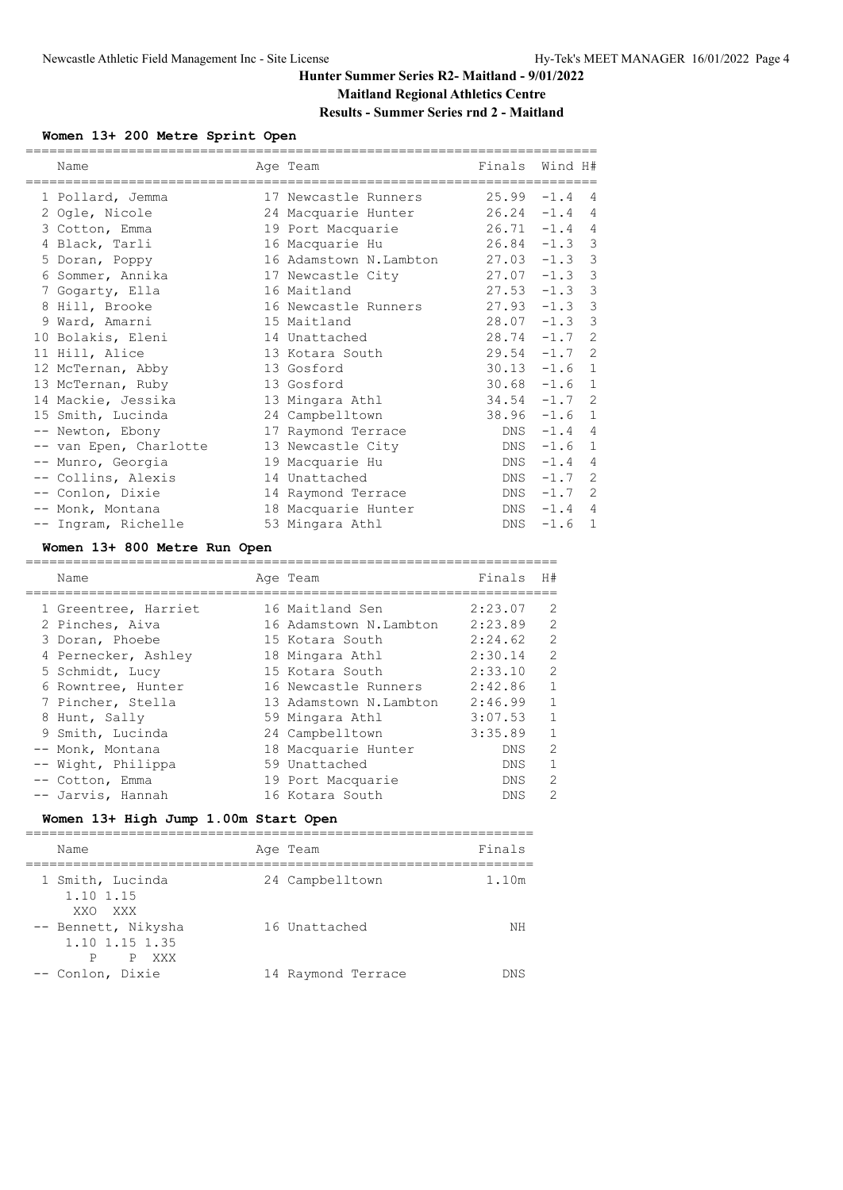# Hunter Summer Series R2- Maitland - 9/01/2022

**Maitland Regional Athletics Centre**

**Results - Summer Series rnd 2 - Maitland**

### Women 13+ 200 Metre Sprint Open

| Name | Age | Team | Finals | Wind | H# |
|---|---|---|---|---|---|
| 1 Pollard, Jemma | 17 | Newcastle Runners | 25.99 | -1.4 | 4 |
| 2 Ogle, Nicole | 24 | Macquarie Hunter | 26.24 | -1.4 | 4 |
| 3 Cotton, Emma | 19 | Port Macquarie | 26.71 | -1.4 | 4 |
| 4 Black, Tarli | 16 | Macquarie Hu | 26.84 | -1.3 | 3 |
| 5 Doran, Poppy | 16 | Adamstown N.Lambton | 27.03 | -1.3 | 3 |
| 6 Sommer, Annika | 17 | Newcastle City | 27.07 | -1.3 | 3 |
| 7 Gogarty, Ella | 16 | Maitland | 27.53 | -1.3 | 3 |
| 8 Hill, Brooke | 16 | Newcastle Runners | 27.93 | -1.3 | 3 |
| 9 Ward, Amarni | 15 | Maitland | 28.07 | -1.3 | 3 |
| 10 Bolakis, Eleni | 14 | Unattached | 28.74 | -1.7 | 2 |
| 11 Hill, Alice | 13 | Kotara South | 29.54 | -1.7 | 2 |
| 12 McTernan, Abby | 13 | Gosford | 30.13 | -1.6 | 1 |
| 13 McTernan, Ruby | 13 | Gosford | 30.68 | -1.6 | 1 |
| 14 Mackie, Jessika | 13 | Mingara Athl | 34.54 | -1.7 | 2 |
| 15 Smith, Lucinda | 24 | Campbelltown | 38.96 | -1.6 | 1 |
| -- Newton, Ebony | 17 | Raymond Terrace | DNS | -1.4 | 4 |
| -- van Epen, Charlotte | 13 | Newcastle City | DNS | -1.6 | 1 |
| -- Munro, Georgia | 19 | Macquarie Hu | DNS | -1.4 | 4 |
| -- Collins, Alexis | 14 | Unattached | DNS | -1.7 | 2 |
| -- Conlon, Dixie | 14 | Raymond Terrace | DNS | -1.7 | 2 |
| -- Monk, Montana | 18 | Macquarie Hunter | DNS | -1.4 | 4 |
| -- Ingram, Richelle | 53 | Mingara Athl | DNS | -1.6 | 1 |

### Women 13+ 800 Metre Run Open

| Name | Age | Team | Finals | H# |
|---|---|---|---|---|
| 1 Greentree, Harriet | 16 | Maitland Sen | 2:23.07 | 2 |
| 2 Pinches, Aiva | 16 | Adamstown N.Lambton | 2:23.89 | 2 |
| 3 Doran, Phoebe | 15 | Kotara South | 2:24.62 | 2 |
| 4 Pernecker, Ashley | 18 | Mingara Athl | 2:30.14 | 2 |
| 5 Schmidt, Lucy | 15 | Kotara South | 2:33.10 | 2 |
| 6 Rowntree, Hunter | 16 | Newcastle Runners | 2:42.86 | 1 |
| 7 Pincher, Stella | 13 | Adamstown N.Lambton | 2:46.99 | 1 |
| 8 Hunt, Sally | 59 | Mingara Athl | 3:07.53 | 1 |
| 9 Smith, Lucinda | 24 | Campbelltown | 3:35.89 | 1 |
| -- Monk, Montana | 18 | Macquarie Hunter | DNS | 2 |
| -- Wight, Philippa | 59 | Unattached | DNS | 1 |
| -- Cotton, Emma | 19 | Port Macquarie | DNS | 2 |
| -- Jarvis, Hannah | 16 | Kotara South | DNS | 2 |

### Women 13+ High Jump 1.00m Start Open

| Name | Age | Team | Finals |
|---|---|---|---|
| 1 Smith, Lucinda<br>1.10 1.15<br>XXO XXX | 24 | Campbelltown | 1.10m |
| -- Bennett, Nikysha<br>1.10 1.15 1.35<br>P P XXX | 16 | Unattached | NH |
| -- Conlon, Dixie | 14 | Raymond Terrace | DNS |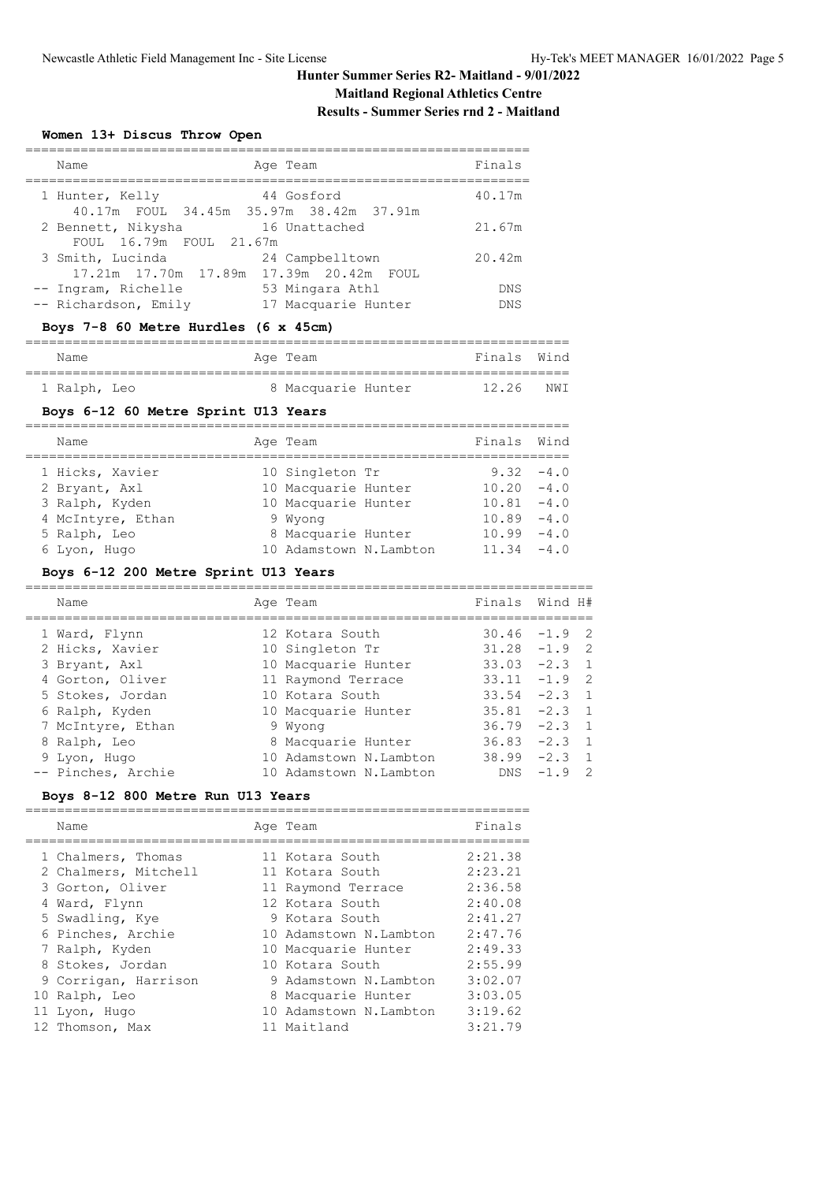# Hunter Summer Series R2- Maitland - 9/01/2022

## Maitland Regional Athletics Centre

## Results - Summer Series rnd 2 - Maitland

### Women 13+ Discus Throw Open

| | Name | Age | Team | Finals |
|---|---|---|---|---|
| 1 | Hunter, Kelly | 44 | Gosford | 40.17m |
| | 40.17m FOUL 34.45m 35.97m 38.42m 37.91m | | | |
| 2 | Bennett, Nikysha | 16 | Unattached | 21.67m |
| | FOUL 16.79m FOUL 21.67m | | | |
| 3 | Smith, Lucinda | 24 | Campbelltown | 20.42m |
| | 17.21m 17.70m 17.89m 17.39m 20.42m FOUL | | | |
| -- | Ingram, Richelle | 53 | Mingara Athl | DNS |
| -- | Richardson, Emily | 17 | Macquarie Hunter | DNS |

### Boys 7-8 60 Metre Hurdles (6 x 45cm)

| | Name | Age | Team | Finals | Wind |
|---|---|---|---|---|---|
| 1 | Ralph, Leo | 8 | Macquarie Hunter | 12.26 | NWI |

### Boys 6-12 60 Metre Sprint U13 Years

| | Name | Age | Team | Finals | Wind |
|---|---|---|---|---|---|
| 1 | Hicks, Xavier | 10 | Singleton Tr | 9.32 | -4.0 |
| 2 | Bryant, Axl | 10 | Macquarie Hunter | 10.20 | -4.0 |
| 3 | Ralph, Kyden | 10 | Macquarie Hunter | 10.81 | -4.0 |
| 4 | McIntyre, Ethan | 9 | Wyong | 10.89 | -4.0 |
| 5 | Ralph, Leo | 8 | Macquarie Hunter | 10.99 | -4.0 |
| 6 | Lyon, Hugo | 10 | Adamstown N.Lambton | 11.34 | -4.0 |

### Boys 6-12 200 Metre Sprint U13 Years

| | Name | Age | Team | Finals | Wind | H# |
|---|---|---|---|---|---|---|
| 1 | Ward, Flynn | 12 | Kotara South | 30.46 | -1.9 | 2 |
| 2 | Hicks, Xavier | 10 | Singleton Tr | 31.28 | -1.9 | 2 |
| 3 | Bryant, Axl | 10 | Macquarie Hunter | 33.03 | -2.3 | 1 |
| 4 | Gorton, Oliver | 11 | Raymond Terrace | 33.11 | -1.9 | 2 |
| 5 | Stokes, Jordan | 10 | Kotara South | 33.54 | -2.3 | 1 |
| 6 | Ralph, Kyden | 10 | Macquarie Hunter | 35.81 | -2.3 | 1 |
| 7 | McIntyre, Ethan | 9 | Wyong | 36.79 | -2.3 | 1 |
| 8 | Ralph, Leo | 8 | Macquarie Hunter | 36.83 | -2.3 | 1 |
| 9 | Lyon, Hugo | 10 | Adamstown N.Lambton | 38.99 | -2.3 | 1 |
| -- | Pinches, Archie | 10 | Adamstown N.Lambton | DNS | -1.9 | 2 |

### Boys 8-12 800 Metre Run U13 Years

| | Name | Age | Team | Finals |
|---|---|---|---|---|
| 1 | Chalmers, Thomas | 11 | Kotara South | 2:21.38 |
| 2 | Chalmers, Mitchell | 11 | Kotara South | 2:23.21 |
| 3 | Gorton, Oliver | 11 | Raymond Terrace | 2:36.58 |
| 4 | Ward, Flynn | 12 | Kotara South | 2:40.08 |
| 5 | Swadling, Kye | 9 | Kotara South | 2:41.27 |
| 6 | Pinches, Archie | 10 | Adamstown N.Lambton | 2:47.76 |
| 7 | Ralph, Kyden | 10 | Macquarie Hunter | 2:49.33 |
| 8 | Stokes, Jordan | 10 | Kotara South | 2:55.99 |
| 9 | Corrigan, Harrison | 9 | Adamstown N.Lambton | 3:02.07 |
| 10 | Ralph, Leo | 8 | Macquarie Hunter | 3:03.05 |
| 11 | Lyon, Hugo | 10 | Adamstown N.Lambton | 3:19.62 |
| 12 | Thomson, Max | 11 | Maitland | 3:21.79 |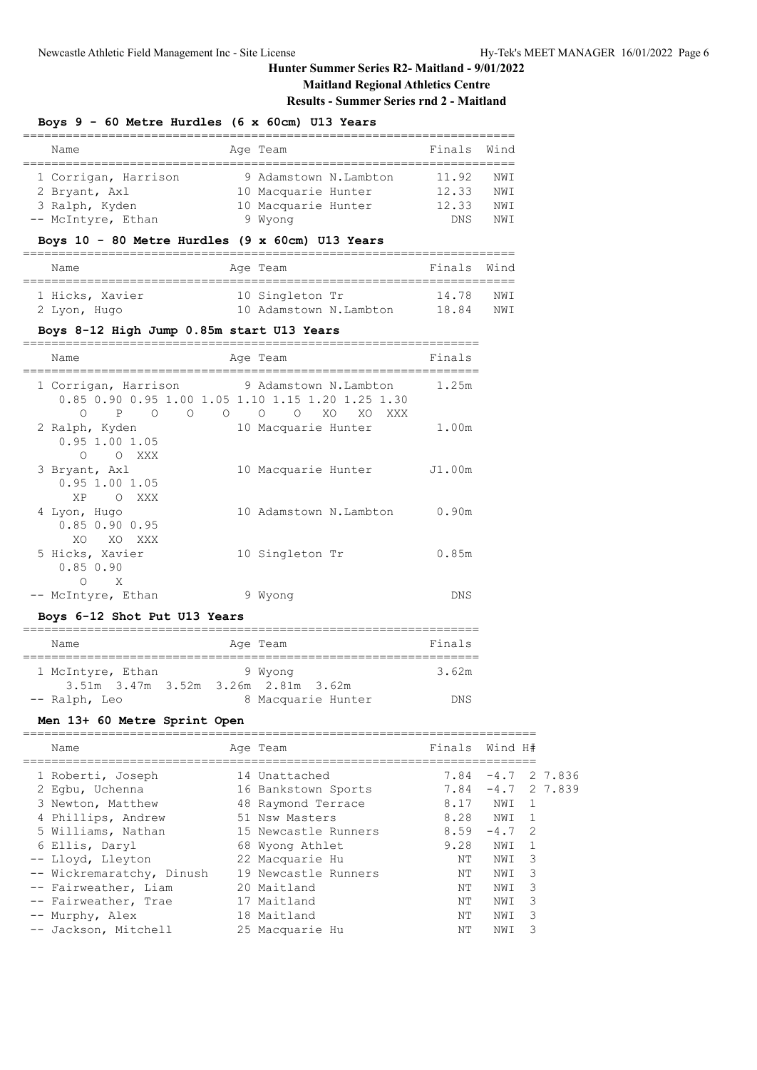## Hunter Summer Series R2- Maitland - 9/01/2022

**Maitland Regional Athletics Centre**

**Results - Summer Series rnd 2 - Maitland**

### Boys 9 - 60 Metre Hurdles (6 x 60cm) U13 Years

| Name | Age | Team | Finals | Wind |
|---|---|---|---|---|
| 1 Corrigan, Harrison | 9 | Adamstown N.Lambton | 11.92 | NWI |
| 2 Bryant, Axl | 10 | Macquarie Hunter | 12.33 | NWI |
| 3 Ralph, Kyden | 10 | Macquarie Hunter | 12.33 | NWI |
| -- McIntyre, Ethan | 9 | Wyong | DNS | NWI |

### Boys 10 - 80 Metre Hurdles (9 x 60cm) U13 Years

| Name | Age | Team | Finals | Wind |
|---|---|---|---|---|
| 1 Hicks, Xavier | 10 | Singleton Tr | 14.78 | NWI |
| 2 Lyon, Hugo | 10 | Adamstown N.Lambton | 18.84 | NWI |

### Boys 8-12 High Jump 0.85m start U13 Years

```
    Name                    Age Team                    Finals
  1 Corrigan, Harrison        9 Adamstown N.Lambton      1.25m
     0.85 0.90 0.95 1.00 1.05 1.10 1.15 1.20 1.25 1.30
        O    P    O    O    O    O    O   XO   XO  XXX
  2 Ralph, Kyden             10 Macquarie Hunter         1.00m
     0.95 1.00 1.05
        O    O  XXX
  3 Bryant, Axl              10 Macquarie Hunter        J1.00m
     0.95 1.00 1.05
       XP    O  XXX
  4 Lyon, Hugo               10 Adamstown N.Lambton      0.90m
     0.85 0.90 0.95
       XO   XO  XXX
  5 Hicks, Xavier            10 Singleton Tr             0.85m
     0.85 0.90
        O    X
 -- McIntyre, Ethan           9 Wyong                      DNS
```

### Boys 6-12 Shot Put U13 Years

```
    Name                    Age Team                    Finals
  1 McIntyre, Ethan           9 Wyong                    3.62m
     3.51m  3.47m  3.52m  3.26m  2.81m  3.62m
 -- Ralph, Leo                8 Macquarie Hunter           DNS
```

### Men 13+ 60 Metre Sprint Open

| Name | Age | Team | Finals | Wind | H# | |
|---|---|---|---|---|---|---|
| 1 Roberti, Joseph | 14 | Unattached | 7.84 | -4.7 | 2 | 7.836 |
| 2 Egbu, Uchenna | 16 | Bankstown Sports | 7.84 | -4.7 | 2 | 7.839 |
| 3 Newton, Matthew | 48 | Raymond Terrace | 8.17 | NWI | 1 | |
| 4 Phillips, Andrew | 51 | Nsw Masters | 8.28 | NWI | 1 | |
| 5 Williams, Nathan | 15 | Newcastle Runners | 8.59 | -4.7 | 2 | |
| 6 Ellis, Daryl | 68 | Wyong Athlet | 9.28 | NWI | 1 | |
| -- Lloyd, Lleyton | 22 | Macquarie Hu | NT | NWI | 3 | |
| -- Wickremaratchy, Dinush | 19 | Newcastle Runners | NT | NWI | 3 | |
| -- Fairweather, Liam | 20 | Maitland | NT | NWI | 3 | |
| -- Fairweather, Trae | 17 | Maitland | NT | NWI | 3 | |
| -- Murphy, Alex | 18 | Maitland | NT | NWI | 3 | |
| -- Jackson, Mitchell | 25 | Macquarie Hu | NT | NWI | 3 | |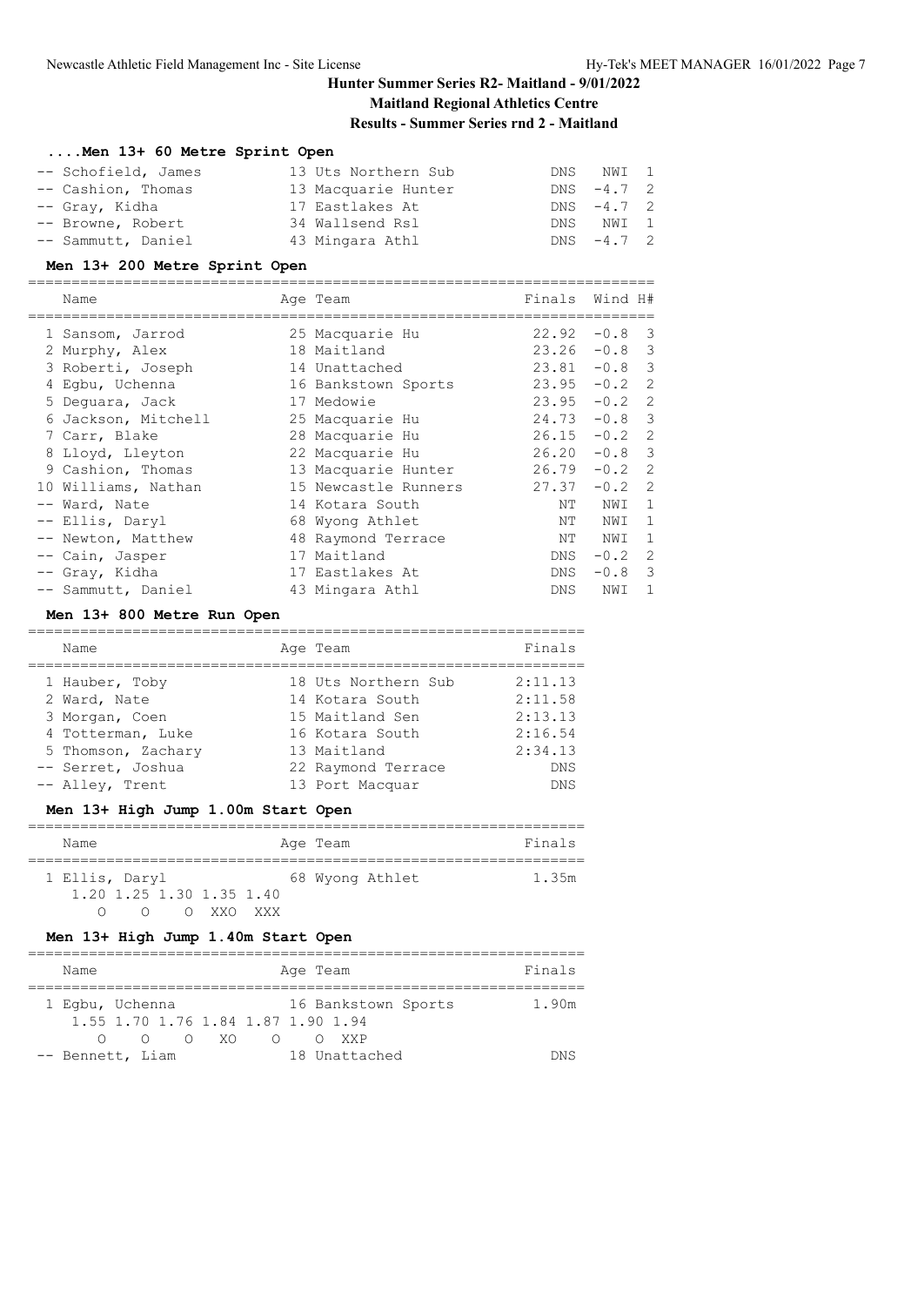## Hunter Summer Series R2- Maitland - 9/01/2022

**Maitland Regional Athletics Centre**

**Results - Summer Series rnd 2 - Maitland**

### ....Men 13+ 60 Metre Sprint Open

| Place | Name | Age | Team | Finals | Wind | H# |
|---|---|---|---|---|---|---|
| -- | Schofield, James | 13 | Uts Northern Sub | DNS | NWI | 1 |
| -- | Cashion, Thomas | 13 | Macquarie Hunter | DNS | -4.7 | 2 |
| -- | Gray, Kidha | 17 | Eastlakes At | DNS | -4.7 | 2 |
| -- | Browne, Robert | 34 | Wallsend Rsl | DNS | NWI | 1 |
| -- | Sammutt, Daniel | 43 | Mingara Athl | DNS | -4.7 | 2 |

### Men 13+ 200 Metre Sprint Open

| Place | Name | Age | Team | Finals | Wind | H# |
|---|---|---|---|---|---|---|
| 1 | Sansom, Jarrod | 25 | Macquarie Hu | 22.92 | -0.8 | 3 |
| 2 | Murphy, Alex | 18 | Maitland | 23.26 | -0.8 | 3 |
| 3 | Roberti, Joseph | 14 | Unattached | 23.81 | -0.8 | 3 |
| 4 | Egbu, Uchenna | 16 | Bankstown Sports | 23.95 | -0.2 | 2 |
| 5 | Deguara, Jack | 17 | Medowie | 23.95 | -0.2 | 2 |
| 6 | Jackson, Mitchell | 25 | Macquarie Hu | 24.73 | -0.8 | 3 |
| 7 | Carr, Blake | 28 | Macquarie Hu | 26.15 | -0.2 | 2 |
| 8 | Lloyd, Lleyton | 22 | Macquarie Hu | 26.20 | -0.8 | 3 |
| 9 | Cashion, Thomas | 13 | Macquarie Hunter | 26.79 | -0.2 | 2 |
| 10 | Williams, Nathan | 15 | Newcastle Runners | 27.37 | -0.2 | 2 |
| -- | Ward, Nate | 14 | Kotara South | NT | NWI | 1 |
| -- | Ellis, Daryl | 68 | Wyong Athlet | NT | NWI | 1 |
| -- | Newton, Matthew | 48 | Raymond Terrace | NT | NWI | 1 |
| -- | Cain, Jasper | 17 | Maitland | DNS | -0.2 | 2 |
| -- | Gray, Kidha | 17 | Eastlakes At | DNS | -0.8 | 3 |
| -- | Sammutt, Daniel | 43 | Mingara Athl | DNS | NWI | 1 |

### Men 13+ 800 Metre Run Open

| Place | Name | Age | Team | Finals |
|---|---|---|---|---|
| 1 | Hauber, Toby | 18 | Uts Northern Sub | 2:11.13 |
| 2 | Ward, Nate | 14 | Kotara South | 2:11.58 |
| 3 | Morgan, Coen | 15 | Maitland Sen | 2:13.13 |
| 4 | Totterman, Luke | 16 | Kotara South | 2:16.54 |
| 5 | Thomson, Zachary | 13 | Maitland | 2:34.13 |
| -- | Serret, Joshua | 22 | Raymond Terrace | DNS |
| -- | Alley, Trent | 13 | Port Macquar | DNS |

### Men 13+ High Jump 1.00m Start Open

| Place | Name | Age | Team | Finals |
|---|---|---|---|---|
| 1 | Ellis, Daryl | 68 | Wyong Athlet | 1.35m |

```
1.20 1.25 1.30 1.35 1.40
   O    O    O  XXO  XXX
```

### Men 13+ High Jump 1.40m Start Open

| Place | Name | Age | Team | Finals |
|---|---|---|---|---|
| 1 | Egbu, Uchenna | 16 | Bankstown Sports | 1.90m |
| -- | Bennett, Liam | 18 | Unattached | DNS |

Egbu, Uchenna:

```
1.55 1.70 1.76 1.84 1.87 1.90 1.94
   O    O    O   XO    O    O  XXP
```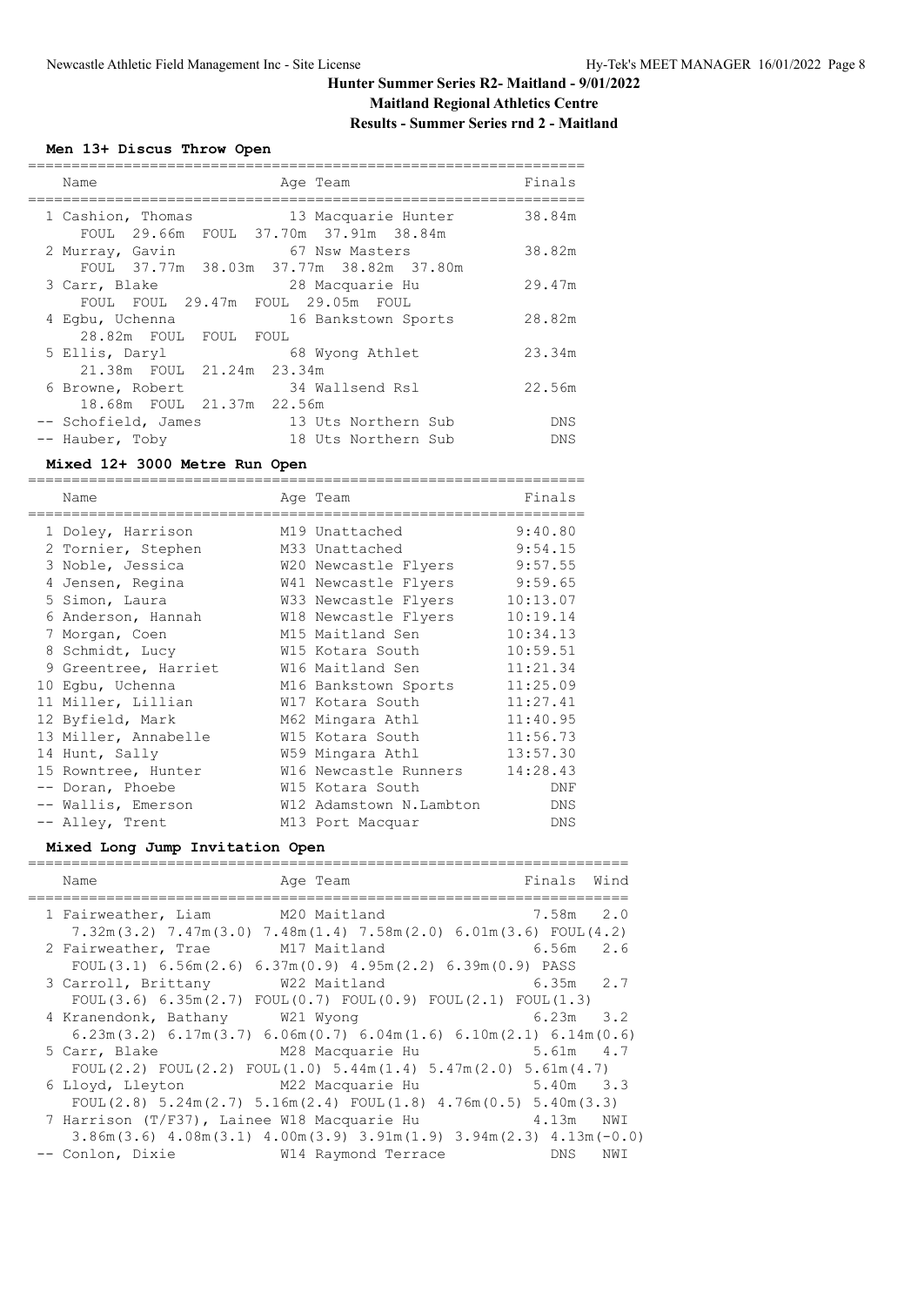# Hunter Summer Series R2- Maitland - 9/01/2022

**Maitland Regional Athletics Centre**

**Results - Summer Series rnd 2 - Maitland**

### Men 13+ Discus Throw Open

| Name | Age | Team | Finals |
|---|---|---|---|
| 1 Cashion, Thomas | 13 | Macquarie Hunter | 38.84m |
| FOUL 29.66m FOUL 37.70m 37.91m 38.84m | | | |
| 2 Murray, Gavin | 67 | Nsw Masters | 38.82m |
| FOUL 37.77m 38.03m 37.77m 38.82m 37.80m | | | |
| 3 Carr, Blake | 28 | Macquarie Hu | 29.47m |
| FOUL FOUL 29.47m FOUL 29.05m FOUL | | | |
| 4 Egbu, Uchenna | 16 | Bankstown Sports | 28.82m |
| 28.82m FOUL FOUL FOUL | | | |
| 5 Ellis, Daryl | 68 | Wyong Athlet | 23.34m |
| 21.38m FOUL 21.24m 23.34m | | | |
| 6 Browne, Robert | 34 | Wallsend Rsl | 22.56m |
| 18.68m FOUL 21.37m 22.56m | | | |
| -- Schofield, James | 13 | Uts Northern Sub | DNS |
| -- Hauber, Toby | 18 | Uts Northern Sub | DNS |

### Mixed 12+ 3000 Metre Run Open

| Name | Age | Team | Finals |
|---|---|---|---|
| 1 Doley, Harrison | M19 | Unattached | 9:40.80 |
| 2 Tornier, Stephen | M33 | Unattached | 9:54.15 |
| 3 Noble, Jessica | W20 | Newcastle Flyers | 9:57.55 |
| 4 Jensen, Regina | W41 | Newcastle Flyers | 9:59.65 |
| 5 Simon, Laura | W33 | Newcastle Flyers | 10:13.07 |
| 6 Anderson, Hannah | W18 | Newcastle Flyers | 10:19.14 |
| 7 Morgan, Coen | M15 | Maitland Sen | 10:34.13 |
| 8 Schmidt, Lucy | W15 | Kotara South | 10:59.51 |
| 9 Greentree, Harriet | W16 | Maitland Sen | 11:21.34 |
| 10 Egbu, Uchenna | M16 | Bankstown Sports | 11:25.09 |
| 11 Miller, Lillian | W17 | Kotara South | 11:27.41 |
| 12 Byfield, Mark | M62 | Mingara Athl | 11:40.95 |
| 13 Miller, Annabelle | W15 | Kotara South | 11:56.73 |
| 14 Hunt, Sally | W59 | Mingara Athl | 13:57.30 |
| 15 Rowntree, Hunter | W16 | Newcastle Runners | 14:28.43 |
| -- Doran, Phoebe | W15 | Kotara South | DNF |
| -- Wallis, Emerson | W12 | Adamstown N.Lambton | DNS |
| -- Alley, Trent | M13 | Port Macquar | DNS |

### Mixed Long Jump Invitation Open

| Name | Age | Team | Finals | Wind |
|---|---|---|---|---|
| 1 Fairweather, Liam | M20 | Maitland | 7.58m | 2.0 |
| 7.32m(3.2) 7.47m(3.0) 7.48m(1.4) 7.58m(2.0) 6.01m(3.6) FOUL(4.2) | | | | |
| 2 Fairweather, Trae | M17 | Maitland | 6.56m | 2.6 |
| FOUL(3.1) 6.56m(2.6) 6.37m(0.9) 4.95m(2.2) 6.39m(0.9) PASS | | | | |
| 3 Carroll, Brittany | W22 | Maitland | 6.35m | 2.7 |
| FOUL(3.6) 6.35m(2.7) FOUL(0.7) FOUL(0.9) FOUL(2.1) FOUL(1.3) | | | | |
| 4 Kranendonk, Bathany | W21 | Wyong | 6.23m | 3.2 |
| 6.23m(3.2) 6.17m(3.7) 6.06m(0.7) 6.04m(1.6) 6.10m(2.1) 6.14m(0.6) | | | | |
| 5 Carr, Blake | M28 | Macquarie Hu | 5.61m | 4.7 |
| FOUL(2.2) FOUL(2.2) FOUL(1.0) 5.44m(1.4) 5.47m(2.0) 5.61m(4.7) | | | | |
| 6 Lloyd, Lleyton | M22 | Macquarie Hu | 5.40m | 3.3 |
| FOUL(2.8) 5.24m(2.7) 5.16m(2.4) FOUL(1.8) 4.76m(0.5) 5.40m(3.3) | | | | |
| 7 Harrison (T/F37), Lainee | W18 | Macquarie Hu | 4.13m | NWI |
| 3.86m(3.6) 4.08m(3.1) 4.00m(3.9) 3.91m(1.9) 3.94m(2.3) 4.13m(-0.0) | | | | |
| -- Conlon, Dixie | W14 | Raymond Terrace | DNS | NWI |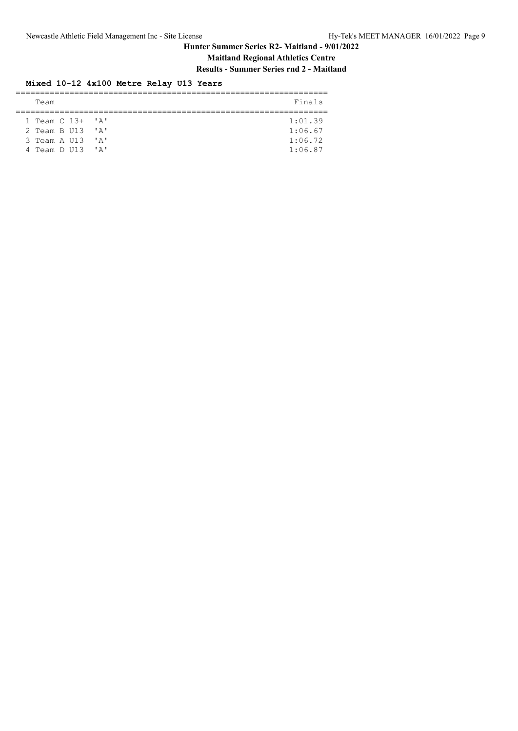**Hunter Summer Series R2- Maitland - 9/01/2022**

**Maitland Regional Athletics Centre**

**Results - Summer Series rnd 2 - Maitland**

### Mixed 10-12 4x100 Metre Relay U13 Years

| | Team | | Finals |
|---|---|---|---|
| 1 | Team C 13+ | 'A' | 1:01.39 |
| 2 | Team B U13 | 'A' | 1:06.67 |
| 3 | Team A U13 | 'A' | 1:06.72 |
| 4 | Team D U13 | 'A' | 1:06.87 |